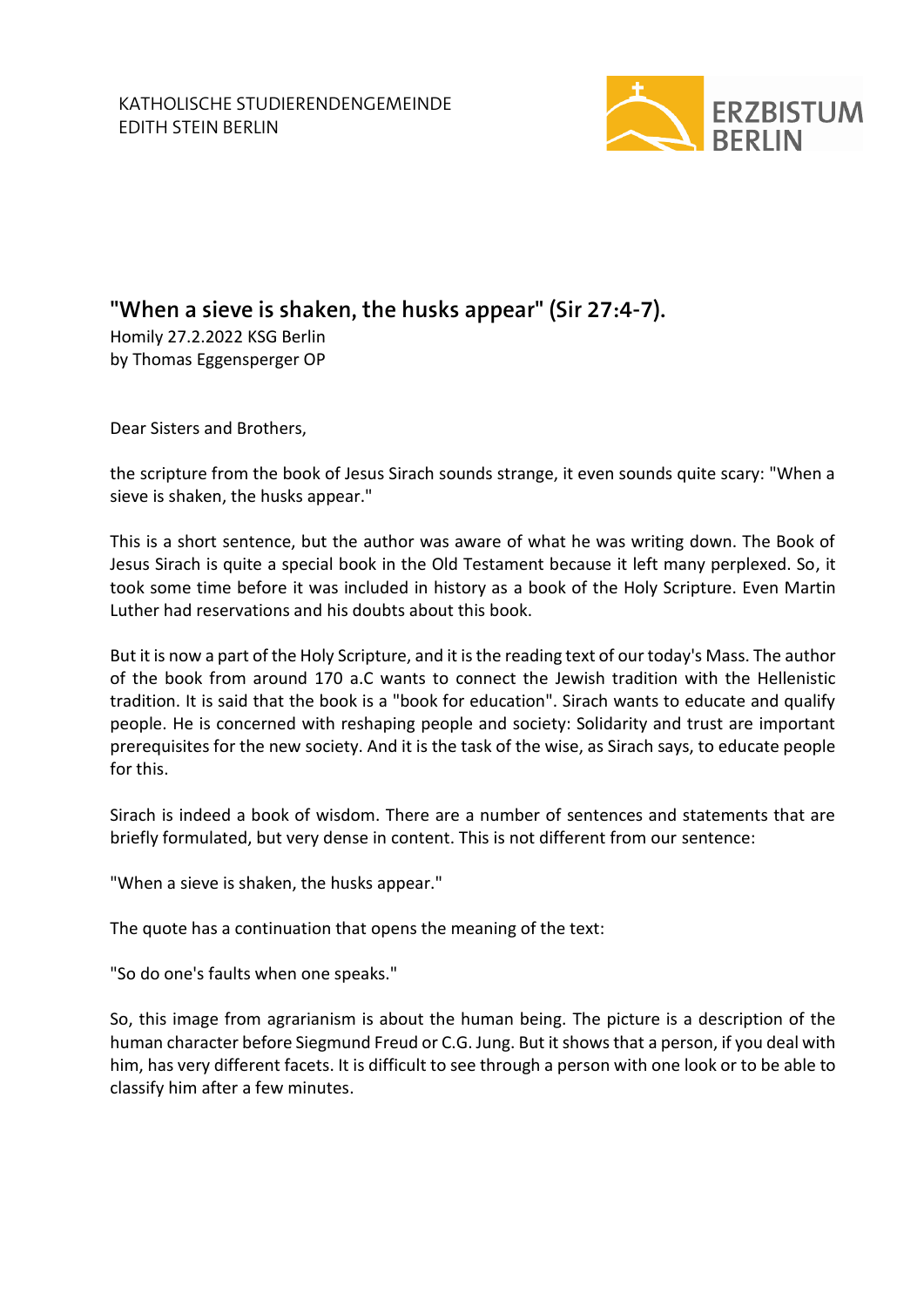KATHOLISCHE STUDIERENDENGEMEINDE
EDITH STEIN BERLIN

ERZBISTUM BERLIN

# "When a sieve is shaken, the husks appear" (Sir 27:4-7).

Homily 27.2.2022 KSG Berlin
by Thomas Eggensperger OP

Dear Sisters and Brothers,

the scripture from the book of Jesus Sirach sounds strange, it even sounds quite scary: "When a sieve is shaken, the husks appear."

This is a short sentence, but the author was aware of what he was writing down. The Book of Jesus Sirach is quite a special book in the Old Testament because it left many perplexed. So, it took some time before it was included in history as a book of the Holy Scripture. Even Martin Luther had reservations and his doubts about this book.

But it is now a part of the Holy Scripture, and it is the reading text of our today's Mass. The author of the book from around 170 a.C wants to connect the Jewish tradition with the Hellenistic tradition. It is said that the book is a "book for education". Sirach wants to educate and qualify people. He is concerned with reshaping people and society: Solidarity and trust are important prerequisites for the new society. And it is the task of the wise, as Sirach says, to educate people for this.

Sirach is indeed a book of wisdom. There are a number of sentences and statements that are briefly formulated, but very dense in content. This is not different from our sentence:

"When a sieve is shaken, the husks appear."

The quote has a continuation that opens the meaning of the text:

"So do one's faults when one speaks."

So, this image from agrarianism is about the human being. The picture is a description of the human character before Siegmund Freud or C.G. Jung. But it shows that a person, if you deal with him, has very different facets. It is difficult to see through a person with one look or to be able to classify him after a few minutes.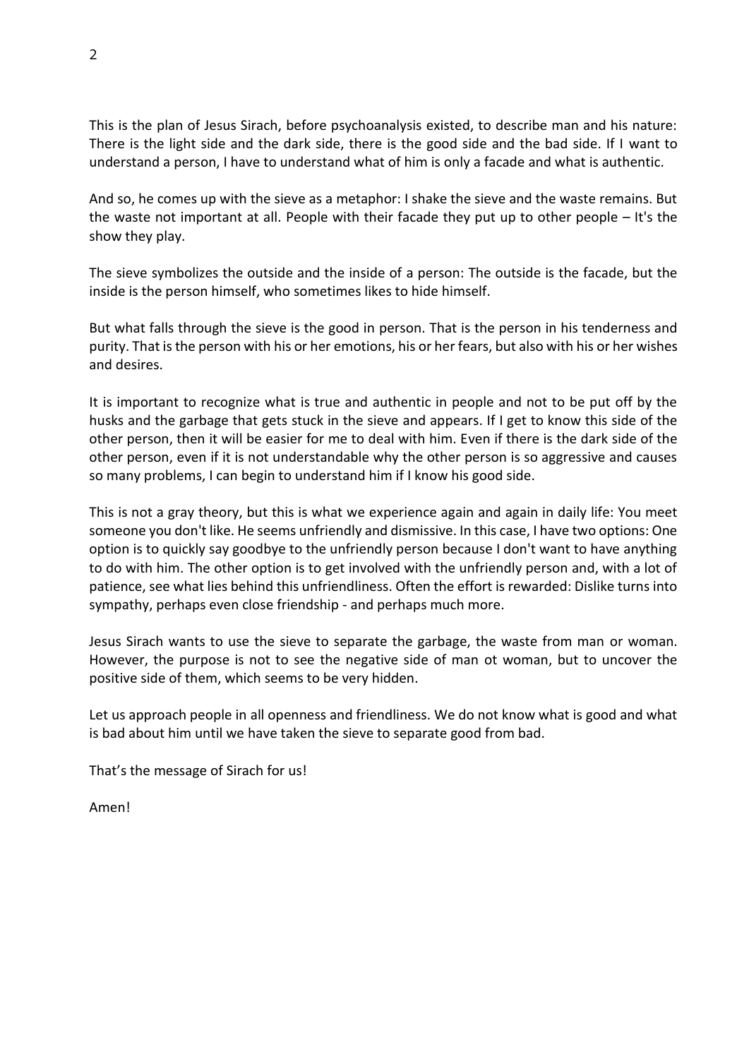This is the plan of Jesus Sirach, before psychoanalysis existed, to describe man and his nature: There is the light side and the dark side, there is the good side and the bad side. If I want to understand a person, I have to understand what of him is only a facade and what is authentic.

And so, he comes up with the sieve as a metaphor: I shake the sieve and the waste remains. But the waste not important at all. People with their facade they put up to other people – It's the show they play.

The sieve symbolizes the outside and the inside of a person: The outside is the facade, but the inside is the person himself, who sometimes likes to hide himself.

But what falls through the sieve is the good in person. That is the person in his tenderness and purity. That is the person with his or her emotions, his or her fears, but also with his or her wishes and desires.

It is important to recognize what is true and authentic in people and not to be put off by the husks and the garbage that gets stuck in the sieve and appears. If I get to know this side of the other person, then it will be easier for me to deal with him. Even if there is the dark side of the other person, even if it is not understandable why the other person is so aggressive and causes so many problems, I can begin to understand him if I know his good side.

This is not a gray theory, but this is what we experience again and again in daily life: You meet someone you don't like. He seems unfriendly and dismissive. In this case, I have two options: One option is to quickly say goodbye to the unfriendly person because I don't want to have anything to do with him. The other option is to get involved with the unfriendly person and, with a lot of patience, see what lies behind this unfriendliness. Often the effort is rewarded: Dislike turns into sympathy, perhaps even close friendship - and perhaps much more.

Jesus Sirach wants to use the sieve to separate the garbage, the waste from man or woman. However, the purpose is not to see the negative side of man ot woman, but to uncover the positive side of them, which seems to be very hidden.

Let us approach people in all openness and friendliness. We do not know what is good and what is bad about him until we have taken the sieve to separate good from bad.

That's the message of Sirach for us!

Amen!